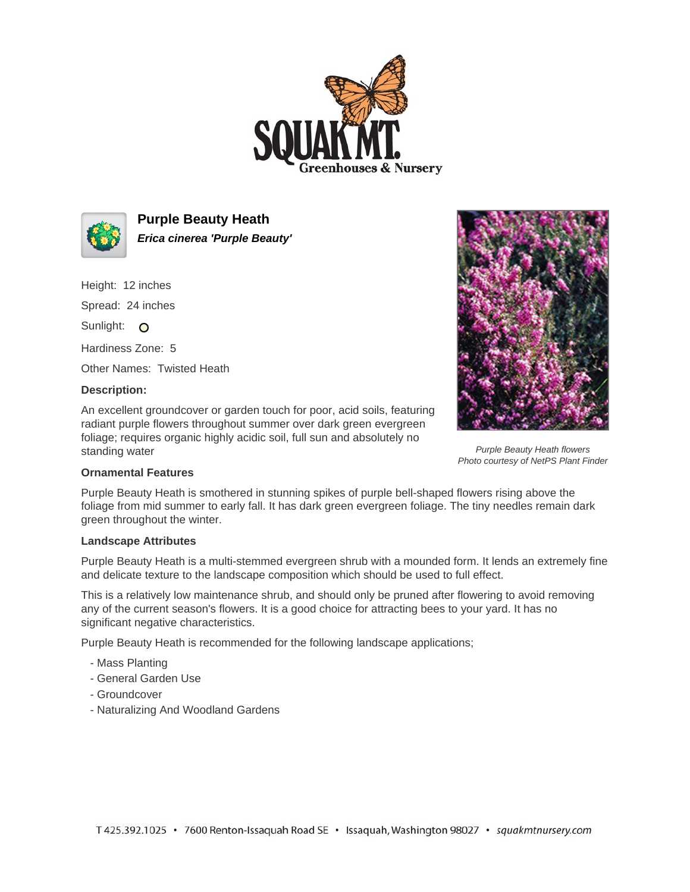# Purple Beauty Heath

***Erica cinerea 'Purple Beauty'***

Height: 12 inches

Spread: 24 inches

Sunlight: O

Hardiness Zone: 5

Other Names: Twisted Heath

**Description:**

An excellent groundcover or garden touch for poor, acid soils, featuring radiant purple flowers throughout summer over dark green evergreen foliage; requires organic highly acidic soil, full sun and absolutely no standing water

*Purple Beauty Heath flowers*
*Photo courtesy of NetPS Plant Finder*

**Ornamental Features**

Purple Beauty Heath is smothered in stunning spikes of purple bell-shaped flowers rising above the foliage from mid summer to early fall. It has dark green evergreen foliage. The tiny needles remain dark green throughout the winter.

**Landscape Attributes**

Purple Beauty Heath is a multi-stemmed evergreen shrub with a mounded form. It lends an extremely fine and delicate texture to the landscape composition which should be used to full effect.

This is a relatively low maintenance shrub, and should only be pruned after flowering to avoid removing any of the current season's flowers. It is a good choice for attracting bees to your yard. It has no significant negative characteristics.

Purple Beauty Heath is recommended for the following landscape applications;

- Mass Planting
- General Garden Use
- Groundcover
- Naturalizing And Woodland Gardens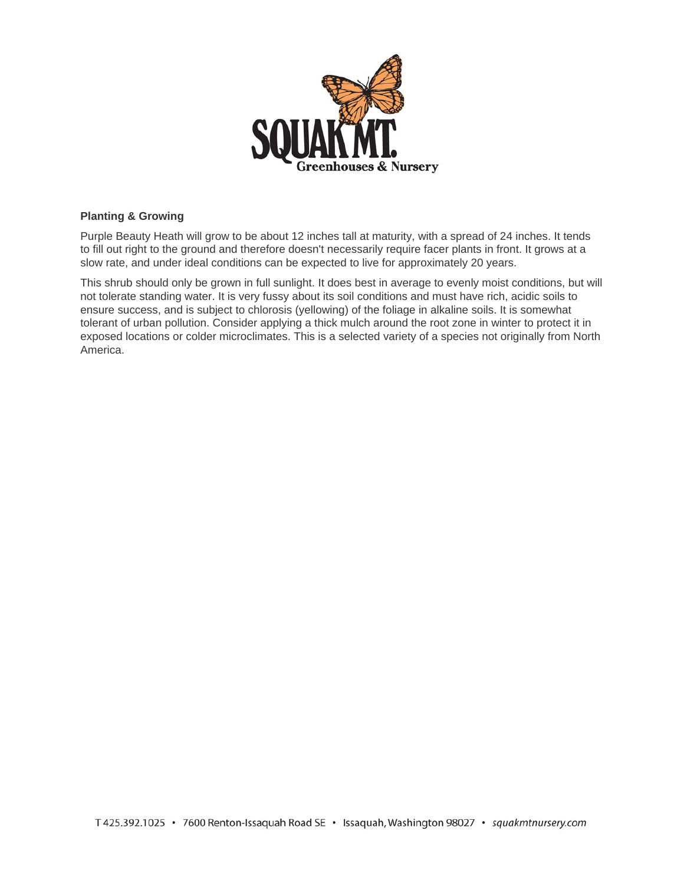**Planting & Growing**

Purple Beauty Heath will grow to be about 12 inches tall at maturity, with a spread of 24 inches. It tends to fill out right to the ground and therefore doesn't necessarily require facer plants in front. It grows at a slow rate, and under ideal conditions can be expected to live for approximately 20 years.

This shrub should only be grown in full sunlight. It does best in average to evenly moist conditions, but will not tolerate standing water. It is very fussy about its soil conditions and must have rich, acidic soils to ensure success, and is subject to chlorosis (yellowing) of the foliage in alkaline soils. It is somewhat tolerant of urban pollution. Consider applying a thick mulch around the root zone in winter to protect it in exposed locations or colder microclimates. This is a selected variety of a species not originally from North America.